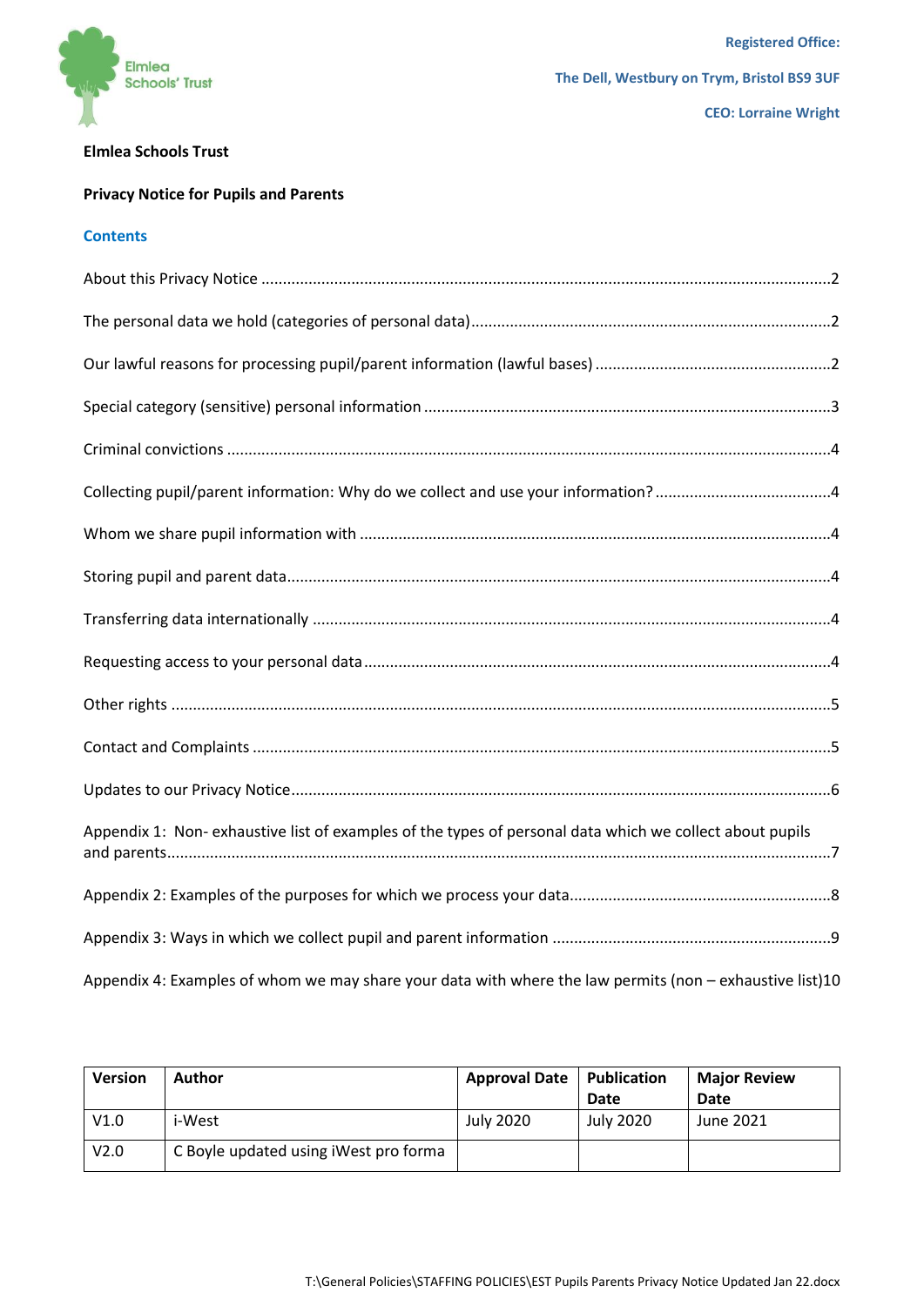Registered Office:

The Dell, Westbury on Trym, Bristol BS9 3UF

CEO: Lorraine Wright

**Elmlea Schools Trust**

**Privacy Notice for Pupils and Parents**

## Contents

About this Privacy Notice ....................................................................................................2

The personal data we hold (categories of personal data)....................................................2

Our lawful reasons for processing pupil/parent information (lawful bases) ........................2

Special category (sensitive) personal information ..............................................................3

Criminal convictions ..............................................................................................................4

Collecting pupil/parent information: Why do we collect and use your information? ..........4

Whom we share pupil information with ...............................................................................4

Storing pupil and parent data................................................................................................4

Transferring data internationally ..........................................................................................4

Requesting access to your personal data ..............................................................................4

Other rights ...........................................................................................................................5

Contact and Complaints ........................................................................................................5

Updates to our Privacy Notice...............................................................................................6

Appendix 1: Non- exhaustive list of examples of the types of personal data which we collect about pupils and parents..........................................................................................................................7

Appendix 2: Examples of the purposes for which we process your data.............................8

Appendix 3: Ways in which we collect pupil and parent information ..................................9

Appendix 4: Examples of whom we may share your data with where the law permits (non – exhaustive list)10

| Version | Author | Approval Date | Publication Date | Major Review Date |
|---|---|---|---|---|
| V1.0 | i-West | July 2020 | July 2020 | June 2021 |
| V2.0 | C Boyle updated using iWest pro forma | | | |

T:\General Policies\STAFFING POLICIES\EST Pupils Parents Privacy Notice Updated Jan 22.docx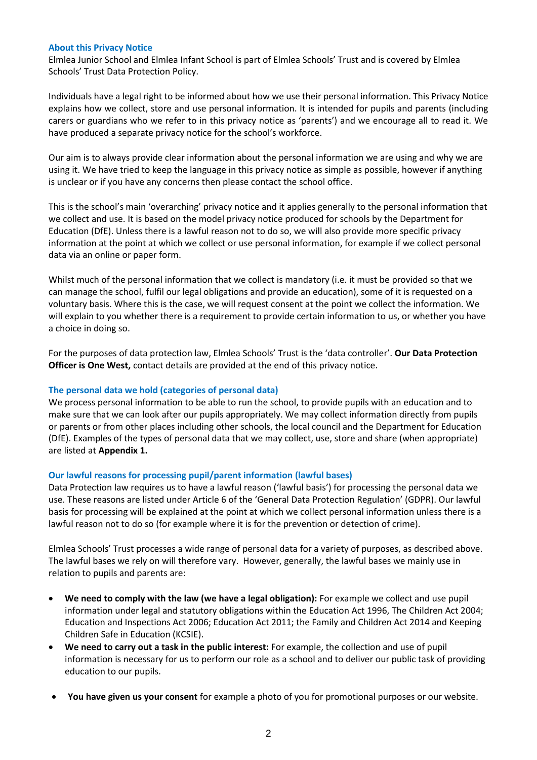## About this Privacy Notice

Elmlea Junior School and Elmlea Infant School is part of Elmlea Schools' Trust and is covered by Elmlea Schools' Trust Data Protection Policy.

Individuals have a legal right to be informed about how we use their personal information. This Privacy Notice explains how we collect, store and use personal information. It is intended for pupils and parents (including carers or guardians who we refer to in this privacy notice as 'parents') and we encourage all to read it. We have produced a separate privacy notice for the school's workforce.

Our aim is to always provide clear information about the personal information we are using and why we are using it. We have tried to keep the language in this privacy notice as simple as possible, however if anything is unclear or if you have any concerns then please contact the school office.

This is the school's main 'overarching' privacy notice and it applies generally to the personal information that we collect and use. It is based on the model privacy notice produced for schools by the Department for Education (DfE). Unless there is a lawful reason not to do so, we will also provide more specific privacy information at the point at which we collect or use personal information, for example if we collect personal data via an online or paper form.

Whilst much of the personal information that we collect is mandatory (i.e. it must be provided so that we can manage the school, fulfil our legal obligations and provide an education), some of it is requested on a voluntary basis. Where this is the case, we will request consent at the point we collect the information. We will explain to you whether there is a requirement to provide certain information to us, or whether you have a choice in doing so.

For the purposes of data protection law, Elmlea Schools' Trust is the 'data controller'. **Our Data Protection Officer is One West,** contact details are provided at the end of this privacy notice.

## The personal data we hold (categories of personal data)

We process personal information to be able to run the school, to provide pupils with an education and to make sure that we can look after our pupils appropriately. We may collect information directly from pupils or parents or from other places including other schools, the local council and the Department for Education (DfE). Examples of the types of personal data that we may collect, use, store and share (when appropriate) are listed at **Appendix 1.**

## Our lawful reasons for processing pupil/parent information (lawful bases)

Data Protection law requires us to have a lawful reason ('lawful basis') for processing the personal data we use. These reasons are listed under Article 6 of the 'General Data Protection Regulation' (GDPR). Our lawful basis for processing will be explained at the point at which we collect personal information unless there is a lawful reason not to do so (for example where it is for the prevention or detection of crime).

Elmlea Schools' Trust processes a wide range of personal data for a variety of purposes, as described above. The lawful bases we rely on will therefore vary. However, generally, the lawful bases we mainly use in relation to pupils and parents are:

- **We need to comply with the law (we have a legal obligation):** For example we collect and use pupil information under legal and statutory obligations within the Education Act 1996, The Children Act 2004; Education and Inspections Act 2006; Education Act 2011; the Family and Children Act 2014 and Keeping Children Safe in Education (KCSIE).
- **We need to carry out a task in the public interest:** For example, the collection and use of pupil information is necessary for us to perform our role as a school and to deliver our public task of providing education to our pupils.
- **You have given us your consent** for example a photo of you for promotional purposes or our website.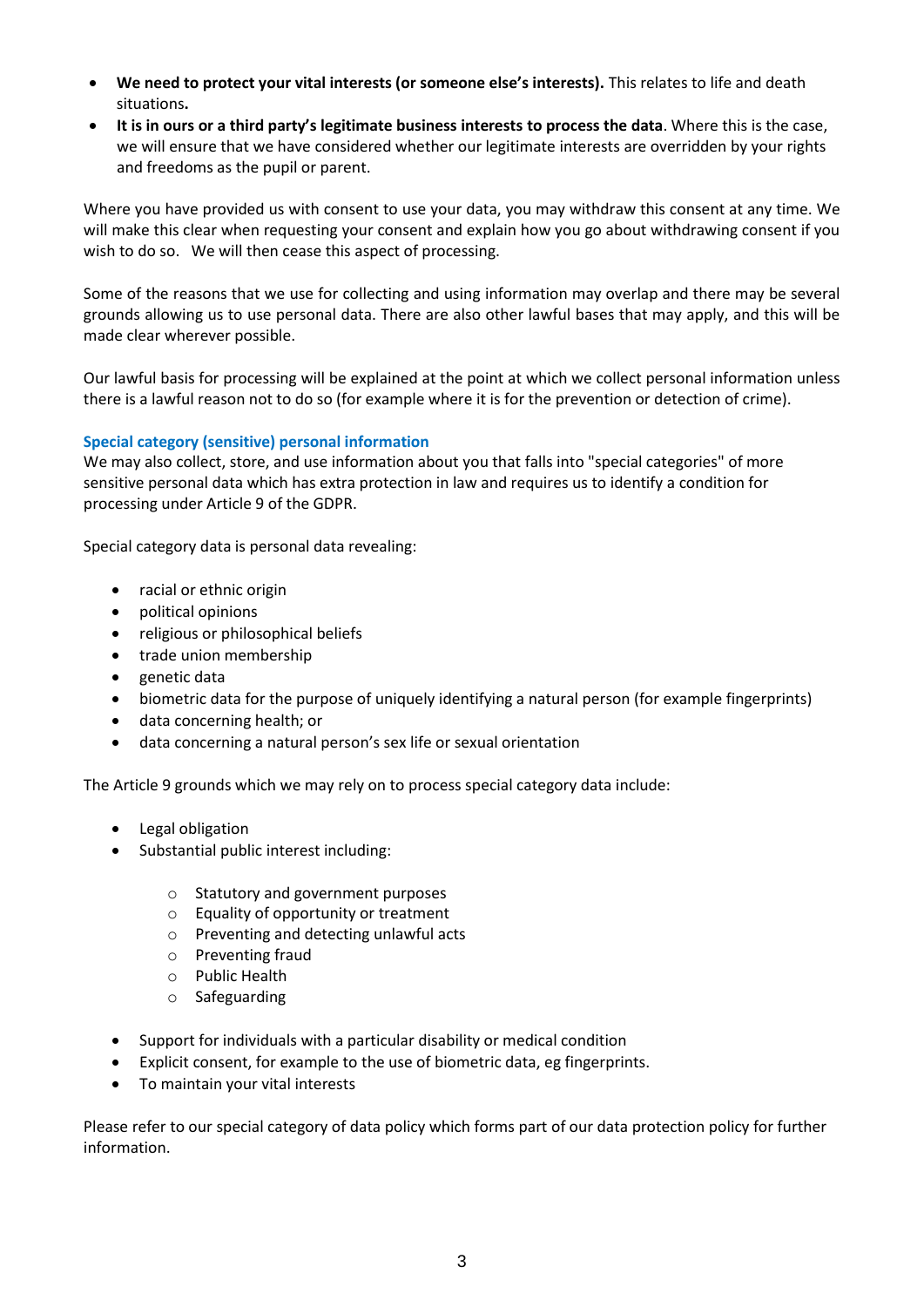- **We need to protect your vital interests (or someone else's interests).** This relates to life and death situations**.**
- **It is in ours or a third party's legitimate business interests to process the data**. Where this is the case, we will ensure that we have considered whether our legitimate interests are overridden by your rights and freedoms as the pupil or parent.

Where you have provided us with consent to use your data, you may withdraw this consent at any time. We will make this clear when requesting your consent and explain how you go about withdrawing consent if you wish to do so. We will then cease this aspect of processing.

Some of the reasons that we use for collecting and using information may overlap and there may be several grounds allowing us to use personal data. There are also other lawful bases that may apply, and this will be made clear wherever possible.

Our lawful basis for processing will be explained at the point at which we collect personal information unless there is a lawful reason not to do so (for example where it is for the prevention or detection of crime).

### Special category (sensitive) personal information

We may also collect, store, and use information about you that falls into "special categories" of more sensitive personal data which has extra protection in law and requires us to identify a condition for processing under Article 9 of the GDPR.

Special category data is personal data revealing:

- racial or ethnic origin
- political opinions
- religious or philosophical beliefs
- trade union membership
- genetic data
- biometric data for the purpose of uniquely identifying a natural person (for example fingerprints)
- data concerning health; or
- data concerning a natural person's sex life or sexual orientation

The Article 9 grounds which we may rely on to process special category data include:

- Legal obligation
- Substantial public interest including:
  - Statutory and government purposes
  - Equality of opportunity or treatment
  - Preventing and detecting unlawful acts
  - Preventing fraud
  - Public Health
  - Safeguarding
- Support for individuals with a particular disability or medical condition
- Explicit consent, for example to the use of biometric data, eg fingerprints.
- To maintain your vital interests

Please refer to our special category of data policy which forms part of our data protection policy for further information.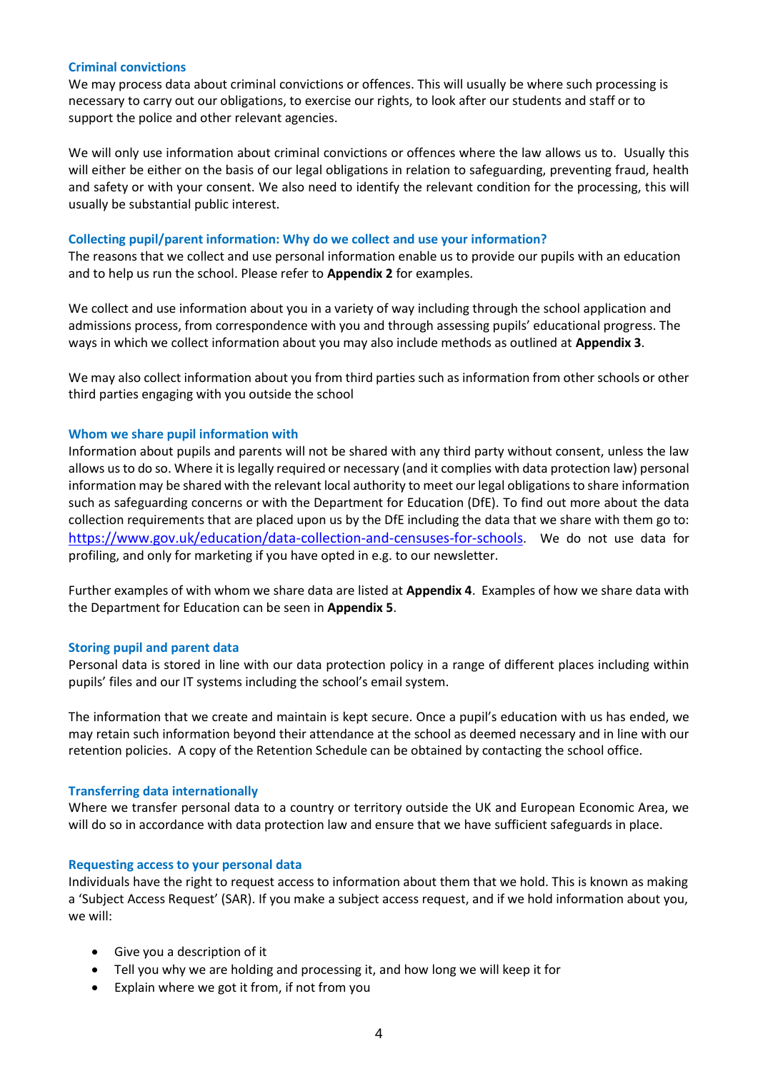### Criminal convictions

We may process data about criminal convictions or offences. This will usually be where such processing is necessary to carry out our obligations, to exercise our rights, to look after our students and staff or to support the police and other relevant agencies.

We will only use information about criminal convictions or offences where the law allows us to. Usually this will either be either on the basis of our legal obligations in relation to safeguarding, preventing fraud, health and safety or with your consent. We also need to identify the relevant condition for the processing, this will usually be substantial public interest.

### Collecting pupil/parent information: Why do we collect and use your information?

The reasons that we collect and use personal information enable us to provide our pupils with an education and to help us run the school. Please refer to **Appendix 2** for examples.

We collect and use information about you in a variety of way including through the school application and admissions process, from correspondence with you and through assessing pupils' educational progress. The ways in which we collect information about you may also include methods as outlined at **Appendix 3**.

We may also collect information about you from third parties such as information from other schools or other third parties engaging with you outside the school

### Whom we share pupil information with

Information about pupils and parents will not be shared with any third party without consent, unless the law allows us to do so. Where it is legally required or necessary (and it complies with data protection law) personal information may be shared with the relevant local authority to meet our legal obligations to share information such as safeguarding concerns or with the Department for Education (DfE). To find out more about the data collection requirements that are placed upon us by the DfE including the data that we share with them go to: [https://www.gov.uk/education/data-collection-and-censuses-for-schools](https://www.gov.uk/education/data-collection-and-censuses-for-schools). We do not use data for profiling, and only for marketing if you have opted in e.g. to our newsletter.

Further examples of with whom we share data are listed at **Appendix 4**. Examples of how we share data with the Department for Education can be seen in **Appendix 5**.

### Storing pupil and parent data

Personal data is stored in line with our data protection policy in a range of different places including within pupils' files and our IT systems including the school's email system.

The information that we create and maintain is kept secure. Once a pupil's education with us has ended, we may retain such information beyond their attendance at the school as deemed necessary and in line with our retention policies. A copy of the Retention Schedule can be obtained by contacting the school office.

### Transferring data internationally

Where we transfer personal data to a country or territory outside the UK and European Economic Area, we will do so in accordance with data protection law and ensure that we have sufficient safeguards in place.

### Requesting access to your personal data

Individuals have the right to request access to information about them that we hold. This is known as making a 'Subject Access Request' (SAR). If you make a subject access request, and if we hold information about you, we will:

- Give you a description of it
- Tell you why we are holding and processing it, and how long we will keep it for
- Explain where we got it from, if not from you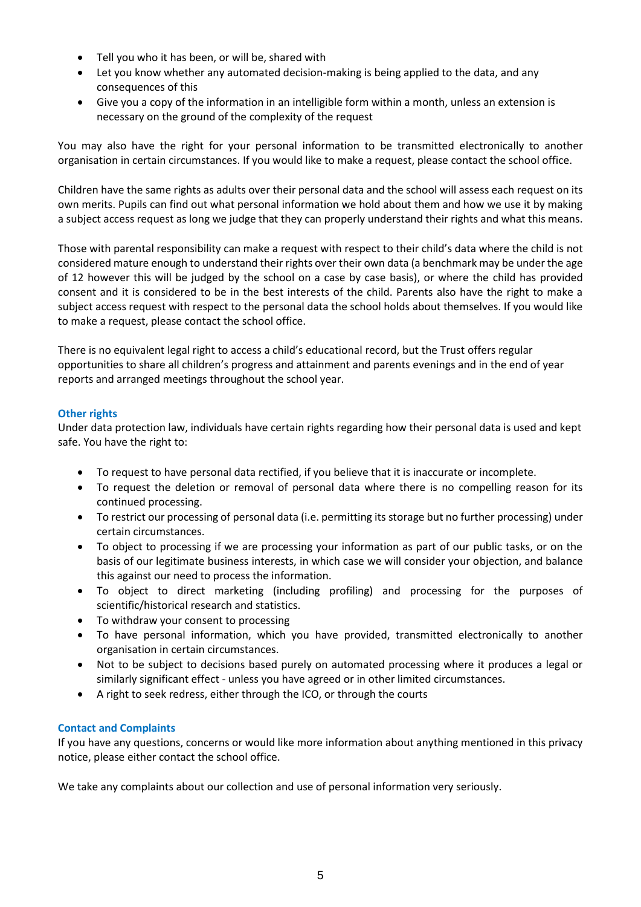- Tell you who it has been, or will be, shared with
- Let you know whether any automated decision-making is being applied to the data, and any consequences of this
- Give you a copy of the information in an intelligible form within a month, unless an extension is necessary on the ground of the complexity of the request

You may also have the right for your personal information to be transmitted electronically to another organisation in certain circumstances. If you would like to make a request, please contact the school office.

Children have the same rights as adults over their personal data and the school will assess each request on its own merits. Pupils can find out what personal information we hold about them and how we use it by making a subject access request as long we judge that they can properly understand their rights and what this means.

Those with parental responsibility can make a request with respect to their child's data where the child is not considered mature enough to understand their rights over their own data (a benchmark may be under the age of 12 however this will be judged by the school on a case by case basis), or where the child has provided consent and it is considered to be in the best interests of the child. Parents also have the right to make a subject access request with respect to the personal data the school holds about themselves. If you would like to make a request, please contact the school office.

There is no equivalent legal right to access a child's educational record, but the Trust offers regular opportunities to share all children's progress and attainment and parents evenings and in the end of year reports and arranged meetings throughout the school year.

### Other rights

Under data protection law, individuals have certain rights regarding how their personal data is used and kept safe. You have the right to:

- To request to have personal data rectified, if you believe that it is inaccurate or incomplete.
- To request the deletion or removal of personal data where there is no compelling reason for its continued processing.
- To restrict our processing of personal data (i.e. permitting its storage but no further processing) under certain circumstances.
- To object to processing if we are processing your information as part of our public tasks, or on the basis of our legitimate business interests, in which case we will consider your objection, and balance this against our need to process the information.
- To object to direct marketing (including profiling) and processing for the purposes of scientific/historical research and statistics.
- To withdraw your consent to processing
- To have personal information, which you have provided, transmitted electronically to another organisation in certain circumstances.
- Not to be subject to decisions based purely on automated processing where it produces a legal or similarly significant effect - unless you have agreed or in other limited circumstances.
- A right to seek redress, either through the ICO, or through the courts

### Contact and Complaints

If you have any questions, concerns or would like more information about anything mentioned in this privacy notice, please either contact the school office.

We take any complaints about our collection and use of personal information very seriously.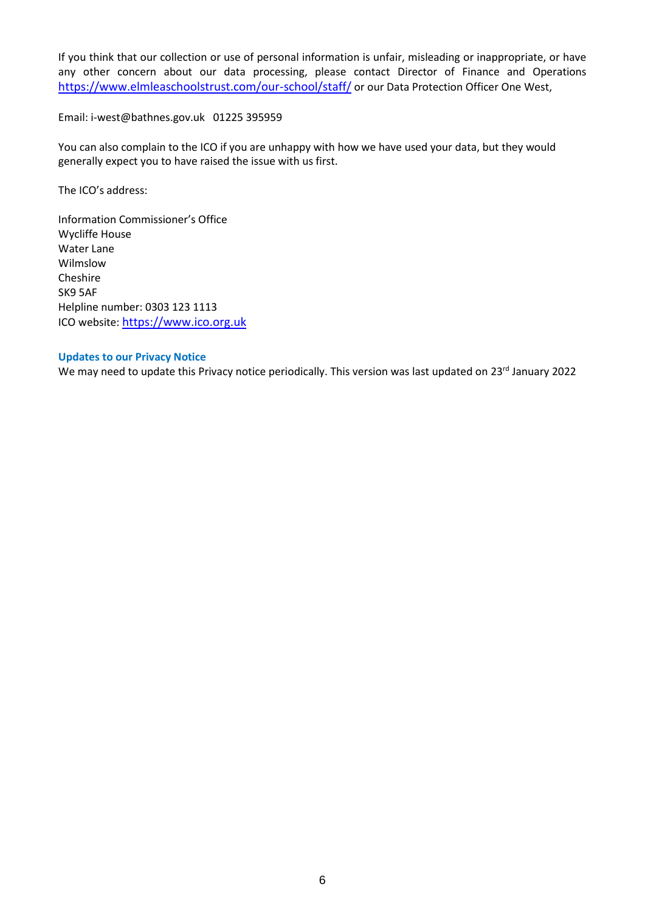If you think that our collection or use of personal information is unfair, misleading or inappropriate, or have any other concern about our data processing, please contact Director of Finance and Operations https://www.elmleaschoolstrust.com/our-school/staff/ or our Data Protection Officer One West,

Email: i-west@bathnes.gov.uk 01225 395959

You can also complain to the ICO if you are unhappy with how we have used your data, but they would generally expect you to have raised the issue with us first.

The ICO's address:

Information Commissioner's Office
Wycliffe House
Water Lane
Wilmslow
Cheshire
SK9 5AF
Helpline number: 0303 123 1113
ICO website: https://www.ico.org.uk

### Updates to our Privacy Notice

We may need to update this Privacy notice periodically. This version was last updated on 23rd January 2022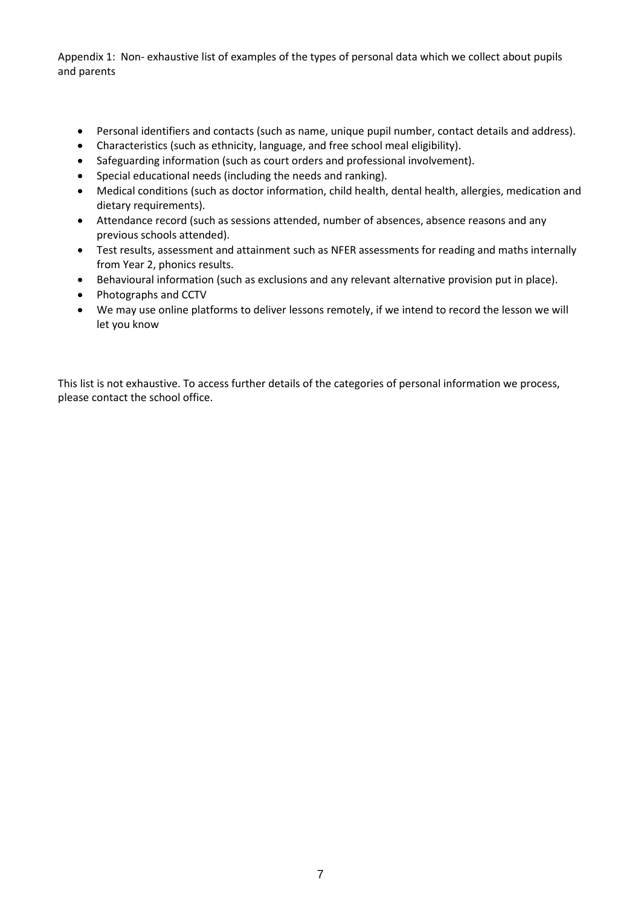Appendix 1: Non- exhaustive list of examples of the types of personal data which we collect about pupils and parents

- Personal identifiers and contacts (such as name, unique pupil number, contact details and address).
- Characteristics (such as ethnicity, language, and free school meal eligibility).
- Safeguarding information (such as court orders and professional involvement).
- Special educational needs (including the needs and ranking).
- Medical conditions (such as doctor information, child health, dental health, allergies, medication and dietary requirements).
- Attendance record (such as sessions attended, number of absences, absence reasons and any previous schools attended).
- Test results, assessment and attainment such as NFER assessments for reading and maths internally from Year 2, phonics results.
- Behavioural information (such as exclusions and any relevant alternative provision put in place).
- Photographs and CCTV
- We may use online platforms to deliver lessons remotely, if we intend to record the lesson we will let you know

This list is not exhaustive. To access further details of the categories of personal information we process, please contact the school office.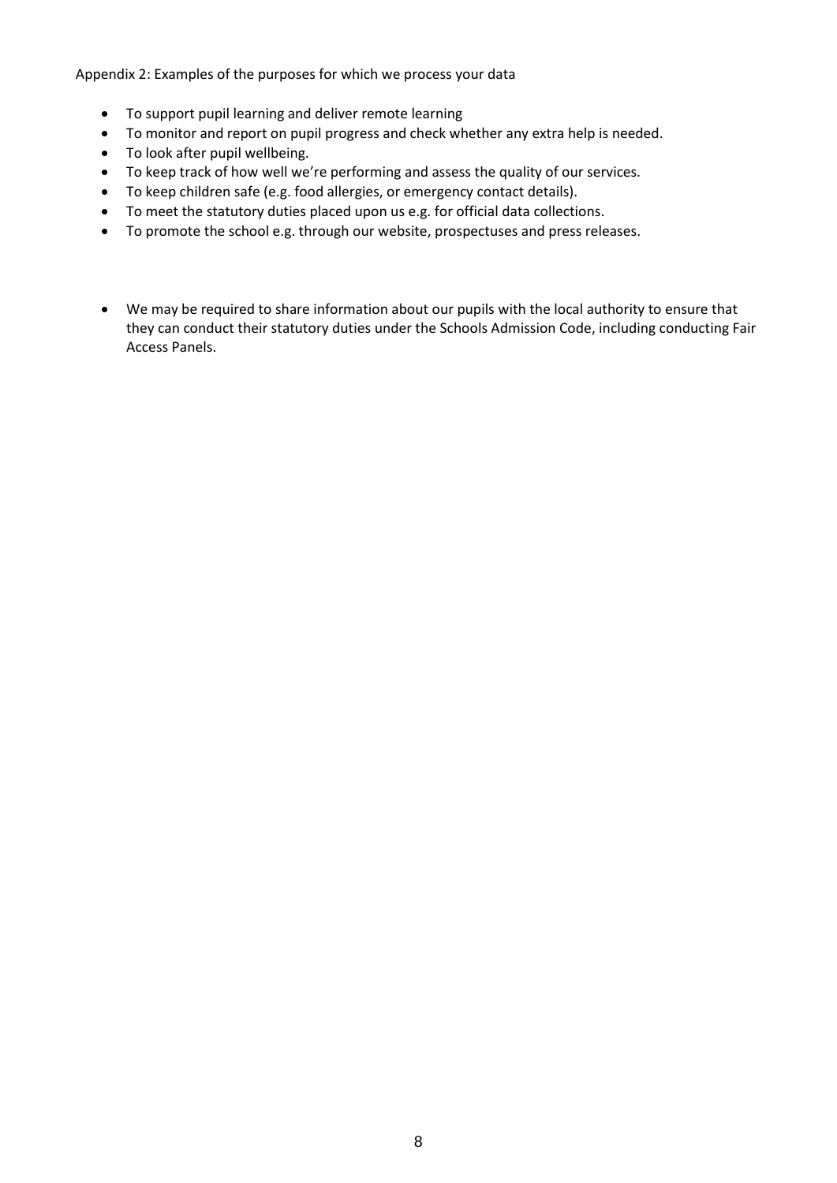Appendix 2: Examples of the purposes for which we process your data

- To support pupil learning and deliver remote learning
- To monitor and report on pupil progress and check whether any extra help is needed.
- To look after pupil wellbeing.
- To keep track of how well we're performing and assess the quality of our services.
- To keep children safe (e.g. food allergies, or emergency contact details).
- To meet the statutory duties placed upon us e.g. for official data collections.
- To promote the school e.g. through our website, prospectuses and press releases.

- We may be required to share information about our pupils with the local authority to ensure that they can conduct their statutory duties under the Schools Admission Code, including conducting Fair Access Panels.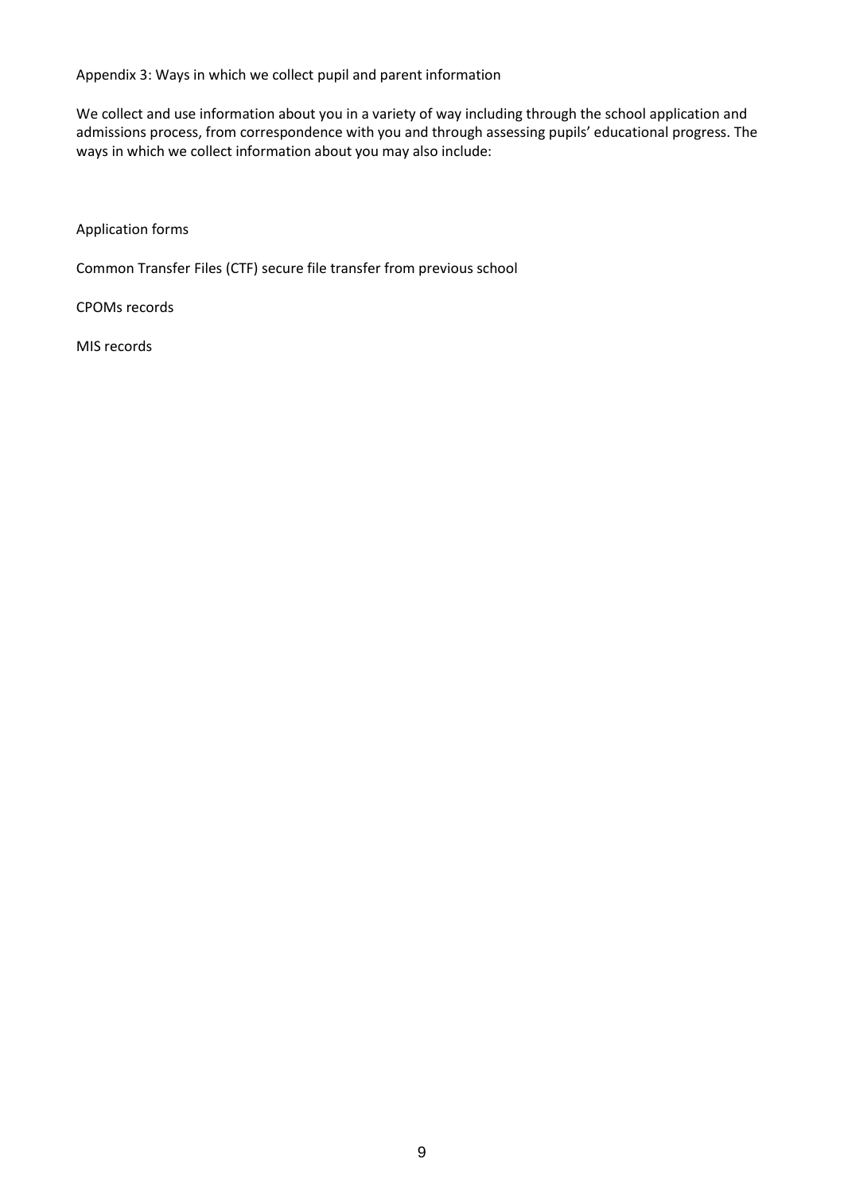Appendix 3: Ways in which we collect pupil and parent information

We collect and use information about you in a variety of way including through the school application and admissions process, from correspondence with you and through assessing pupils' educational progress. The ways in which we collect information about you may also include:

Application forms

Common Transfer Files (CTF) secure file transfer from previous school

CPOMs records

MIS records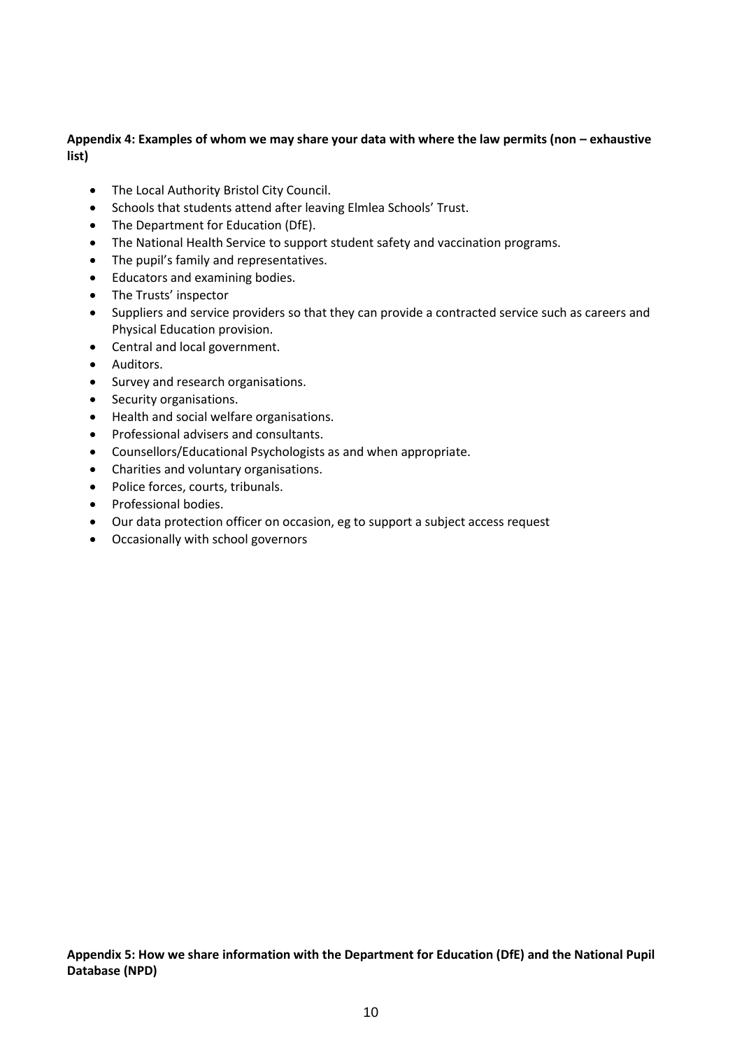**Appendix 4: Examples of whom we may share your data with where the law permits (non – exhaustive list)**

- The Local Authority Bristol City Council.
- Schools that students attend after leaving Elmlea Schools' Trust.
- The Department for Education (DfE).
- The National Health Service to support student safety and vaccination programs.
- The pupil's family and representatives.
- Educators and examining bodies.
- The Trusts' inspector
- Suppliers and service providers so that they can provide a contracted service such as careers and Physical Education provision.
- Central and local government.
- Auditors.
- Survey and research organisations.
- Security organisations.
- Health and social welfare organisations.
- Professional advisers and consultants.
- Counsellors/Educational Psychologists as and when appropriate.
- Charities and voluntary organisations.
- Police forces, courts, tribunals.
- Professional bodies.
- Our data protection officer on occasion, eg to support a subject access request
- Occasionally with school governors

**Appendix 5: How we share information with the Department for Education (DfE) and the National Pupil Database (NPD)**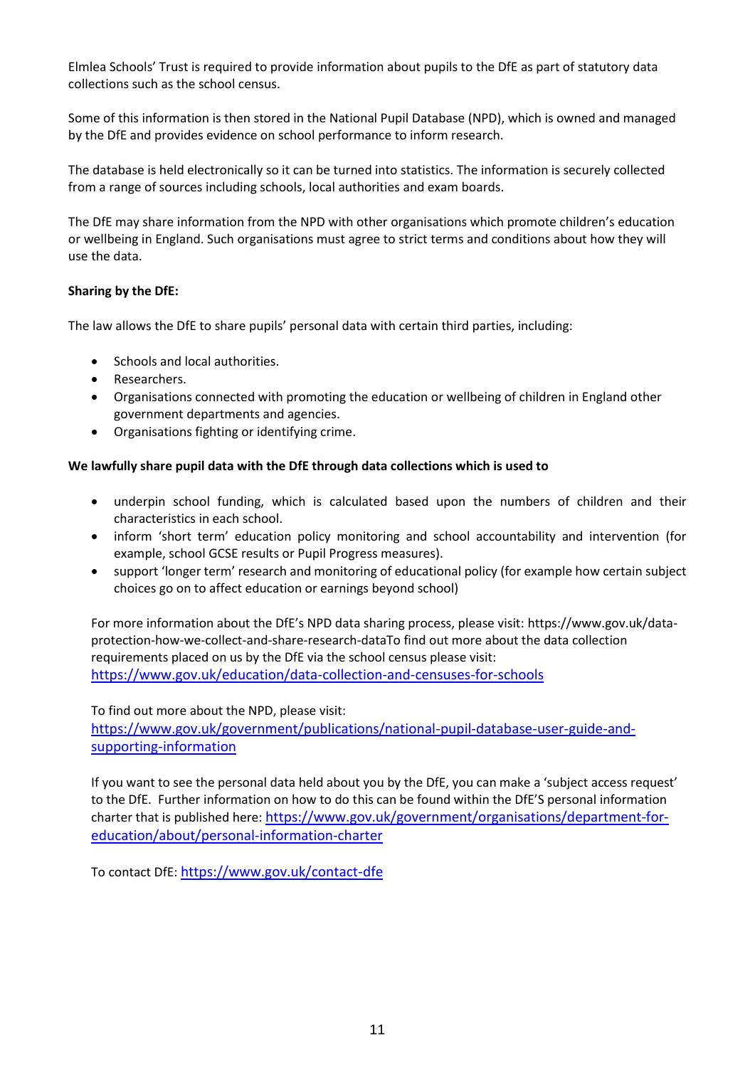Elmlea Schools' Trust is required to provide information about pupils to the DfE as part of statutory data collections such as the school census.

Some of this information is then stored in the National Pupil Database (NPD), which is owned and managed by the DfE and provides evidence on school performance to inform research.

The database is held electronically so it can be turned into statistics. The information is securely collected from a range of sources including schools, local authorities and exam boards.

The DfE may share information from the NPD with other organisations which promote children's education or wellbeing in England. Such organisations must agree to strict terms and conditions about how they will use the data.

**Sharing by the DfE:**

The law allows the DfE to share pupils' personal data with certain third parties, including:

- Schools and local authorities.
- Researchers.
- Organisations connected with promoting the education or wellbeing of children in England other government departments and agencies.
- Organisations fighting or identifying crime.

**We lawfully share pupil data with the DfE through data collections which is used to**

- underpin school funding, which is calculated based upon the numbers of children and their characteristics in each school.
- inform 'short term' education policy monitoring and school accountability and intervention (for example, school GCSE results or Pupil Progress measures).
- support 'longer term' research and monitoring of educational policy (for example how certain subject choices go on to affect education or earnings beyond school)

For more information about the DfE's NPD data sharing process, please visit: https://www.gov.uk/data-protection-how-we-collect-and-share-research-dataTo find out more about the data collection requirements placed on us by the DfE via the school census please visit: https://www.gov.uk/education/data-collection-and-censuses-for-schools

To find out more about the NPD, please visit: https://www.gov.uk/government/publications/national-pupil-database-user-guide-and-supporting-information

If you want to see the personal data held about you by the DfE, you can make a 'subject access request' to the DfE. Further information on how to do this can be found within the DfE'S personal information charter that is published here: https://www.gov.uk/government/organisations/department-for-education/about/personal-information-charter

To contact DfE: https://www.gov.uk/contact-dfe